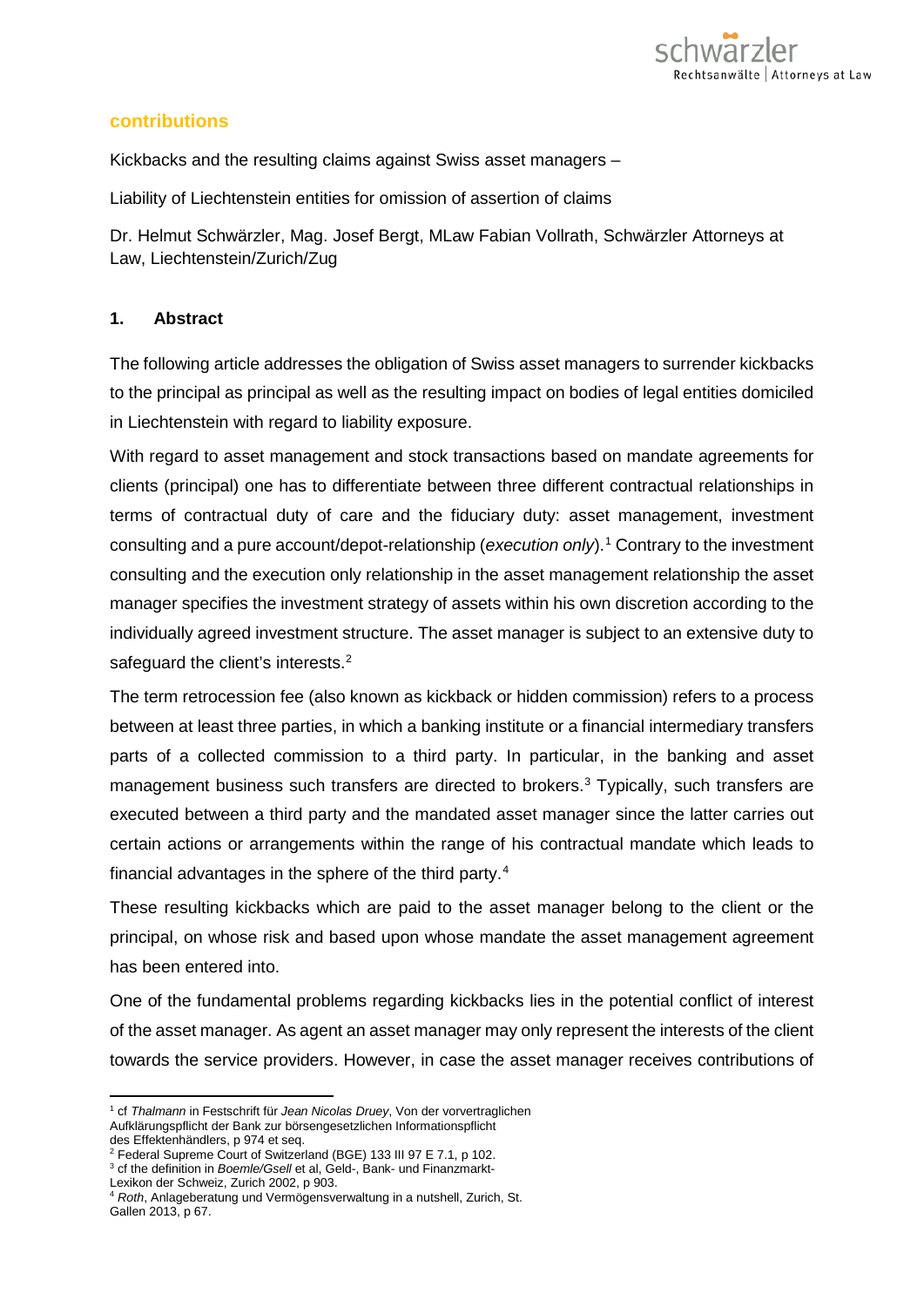**contributions**

Kickbacks and the resulting claims against Swiss asset managers –

Liability of Liechtenstein entities for omission of assertion of claims

Dr. Helmut Schwärzler, Mag. Josef Bergt, MLaw Fabian Vollrath, Schwärzler Attorneys at Law, Liechtenstein/Zurich/Zug

## 1. Abstract

The following article addresses the obligation of Swiss asset managers to surrender kickbacks to the principal as principal as well as the resulting impact on bodies of legal entities domiciled in Liechtenstein with regard to liability exposure.

With regard to asset management and stock transactions based on mandate agreements for clients (principal) one has to differentiate between three different contractual relationships in terms of contractual duty of care and the fiduciary duty: asset management, investment consulting and a pure account/depot-relationship (*execution only*).[1] Contrary to the investment consulting and the execution only relationship in the asset management relationship the asset manager specifies the investment strategy of assets within his own discretion according to the individually agreed investment structure. The asset manager is subject to an extensive duty to safeguard the client's interests.[2]

The term retrocession fee (also known as kickback or hidden commission) refers to a process between at least three parties, in which a banking institute or a financial intermediary transfers parts of a collected commission to a third party. In particular, in the banking and asset management business such transfers are directed to brokers.[3] Typically, such transfers are executed between a third party and the mandated asset manager since the latter carries out certain actions or arrangements within the range of his contractual mandate which leads to financial advantages in the sphere of the third party.[4]

These resulting kickbacks which are paid to the asset manager belong to the client or the principal, on whose risk and based upon whose mandate the asset management agreement has been entered into.

One of the fundamental problems regarding kickbacks lies in the potential conflict of interest of the asset manager. As agent an asset manager may only represent the interests of the client towards the service providers. However, in case the asset manager receives contributions of

---

[1] cf *Thalmann* in Festschrift für *Jean Nicolas Druey*, Von der vorvertraglichen Aufklärungspflicht der Bank zur börsengesetzlichen Informationspflicht des Effektenhändlers, p 974 et seq.

[2] Federal Supreme Court of Switzerland (BGE) 133 III 97 E 7.1, p 102.

[3] cf the definition in *Boemle/Gsell* et al, Geld-, Bank- und Finanzmarkt-Lexikon der Schweiz, Zurich 2002, p 903.

[4] *Roth*, Anlageberatung und Vermögensverwaltung in a nutshell, Zurich, St. Gallen 2013, p 67.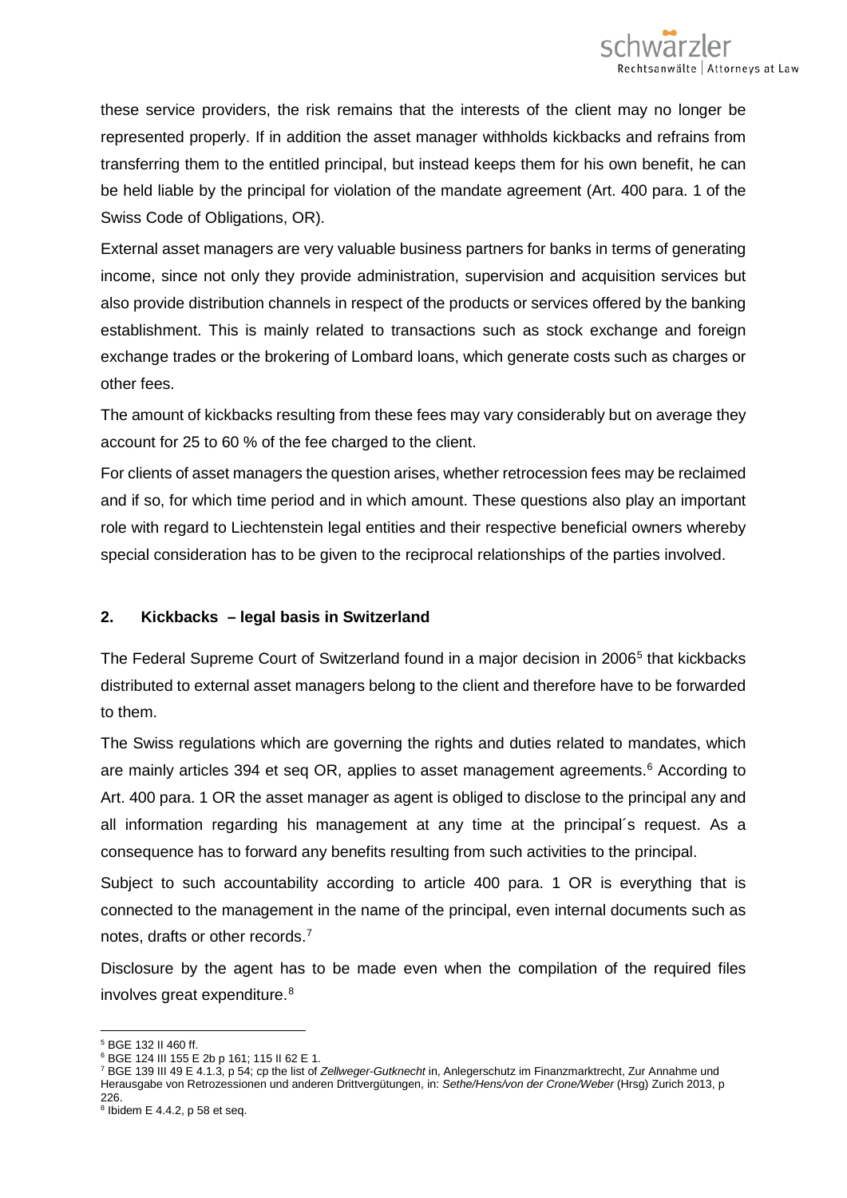these service providers, the risk remains that the interests of the client may no longer be represented properly. If in addition the asset manager withholds kickbacks and refrains from transferring them to the entitled principal, but instead keeps them for his own benefit, he can be held liable by the principal for violation of the mandate agreement (Art. 400 para. 1 of the Swiss Code of Obligations, OR).

External asset managers are very valuable business partners for banks in terms of generating income, since not only they provide administration, supervision and acquisition services but also provide distribution channels in respect of the products or services offered by the banking establishment. This is mainly related to transactions such as stock exchange and foreign exchange trades or the brokering of Lombard loans, which generate costs such as charges or other fees.

The amount of kickbacks resulting from these fees may vary considerably but on average they account for 25 to 60 % of the fee charged to the client.

For clients of asset managers the question arises, whether retrocession fees may be reclaimed and if so, for which time period and in which amount. These questions also play an important role with regard to Liechtenstein legal entities and their respective beneficial owners whereby special consideration has to be given to the reciprocal relationships of the parties involved.

## 2. Kickbacks – legal basis in Switzerland

The Federal Supreme Court of Switzerland found in a major decision in 2006[5] that kickbacks distributed to external asset managers belong to the client and therefore have to be forwarded to them.

The Swiss regulations which are governing the rights and duties related to mandates, which are mainly articles 394 et seq OR, applies to asset management agreements.[6] According to Art. 400 para. 1 OR the asset manager as agent is obliged to disclose to the principal any and all information regarding his management at any time at the principal´s request. As a consequence has to forward any benefits resulting from such activities to the principal.

Subject to such accountability according to article 400 para. 1 OR is everything that is connected to the management in the name of the principal, even internal documents such as notes, drafts or other records.[7]

Disclosure by the agent has to be made even when the compilation of the required files involves great expenditure.[8]

---

[5] BGE 132 II 460 ff.

[6] BGE 124 III 155 E 2b p 161; 115 II 62 E 1.

[7] BGE 139 III 49 E 4.1.3, p 54; cp the list of *Zellweger-Gutknecht* in, Anlegerschutz im Finanzmarktrecht, Zur Annahme und Herausgabe von Retrozessionen und anderen Drittvergütungen, in: *Sethe/Hens/von der Crone/Weber* (Hrsg) Zurich 2013, p 226.

[8] Ibidem E 4.4.2, p 58 et seq.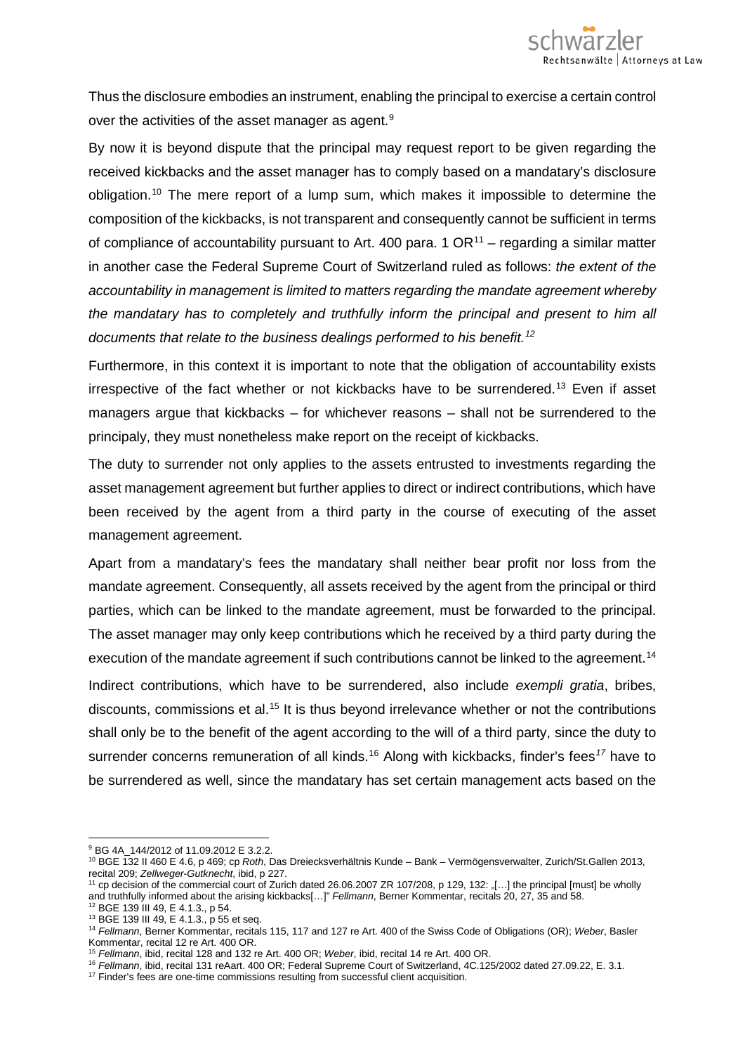Thus the disclosure embodies an instrument, enabling the principal to exercise a certain control over the activities of the asset manager as agent.[9]

By now it is beyond dispute that the principal may request report to be given regarding the received kickbacks and the asset manager has to comply based on a mandatary's disclosure obligation.[10] The mere report of a lump sum, which makes it impossible to determine the composition of the kickbacks, is not transparent and consequently cannot be sufficient in terms of compliance of accountability pursuant to Art. 400 para. 1 OR[11] – regarding a similar matter in another case the Federal Supreme Court of Switzerland ruled as follows: *the extent of the accountability in management is limited to matters regarding the mandate agreement whereby the mandatary has to completely and truthfully inform the principal and present to him all documents that relate to the business dealings performed to his benefit.[12]*

Furthermore, in this context it is important to note that the obligation of accountability exists irrespective of the fact whether or not kickbacks have to be surrendered.[13] Even if asset managers argue that kickbacks – for whichever reasons – shall not be surrendered to the principaly, they must nonetheless make report on the receipt of kickbacks.

The duty to surrender not only applies to the assets entrusted to investments regarding the asset management agreement but further applies to direct or indirect contributions, which have been received by the agent from a third party in the course of executing of the asset management agreement.

Apart from a mandatary's fees the mandatary shall neither bear profit nor loss from the mandate agreement. Consequently, all assets received by the agent from the principal or third parties, which can be linked to the mandate agreement, must be forwarded to the principal. The asset manager may only keep contributions which he received by a third party during the execution of the mandate agreement if such contributions cannot be linked to the agreement.[14]

Indirect contributions, which have to be surrendered, also include *exempli gratia*, bribes, discounts, commissions et al.[15] It is thus beyond irrelevance whether or not the contributions shall only be to the benefit of the agent according to the will of a third party, since the duty to surrender concerns remuneration of all kinds.[16] Along with kickbacks, finder's fees[17] have to be surrendered as well, since the mandatary has set certain management acts based on the

---

[9] BG 4A_144/2012 of 11.09.2012 E 3.2.2.

[10] BGE 132 II 460 E 4.6, p 469; cp *Roth*, Das Dreiecksverhältnis Kunde – Bank – Vermögensverwalter, Zurich/St.Gallen 2013, recital 209; *Zellweger-Gutknecht*, ibid, p 227.

[11] cp decision of the commercial court of Zurich dated 26.06.2007 ZR 107/208, p 129, 132: „[…] the principal [must] be wholly and truthfully informed about the arising kickbacks[…]" *Fellmann*, Berner Kommentar, recitals 20, 27, 35 and 58.

[12] BGE 139 III 49, E 4.1.3., p 54.

[13] BGE 139 III 49, E 4.1.3., p 55 et seq.

[14] *Fellmann*, Berner Kommentar, recitals 115, 117 and 127 re Art. 400 of the Swiss Code of Obligations (OR); *Weber*, Basler Kommentar, recital 12 re Art. 400 OR.

[15] *Fellmann*, ibid, recital 128 and 132 re Art. 400 OR; *Weber*, ibid, recital 14 re Art. 400 OR.

[16] *Fellmann*, ibid, recital 131 reAart. 400 OR; Federal Supreme Court of Switzerland, 4C.125/2002 dated 27.09.22, E. 3.1.

[17] Finder's fees are one-time commissions resulting from successful client acquisition.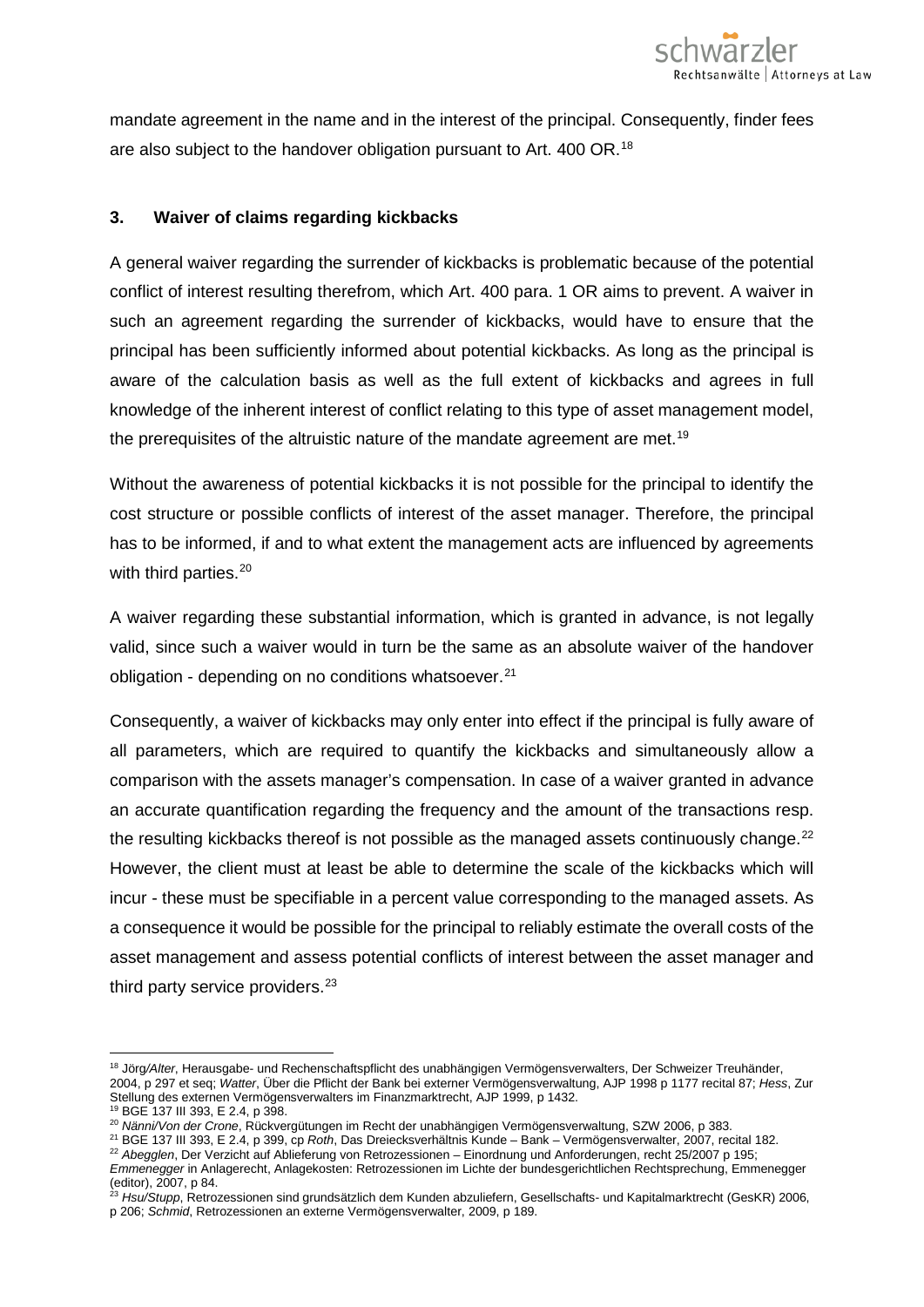mandate agreement in the name and in the interest of the principal. Consequently, finder fees are also subject to the handover obligation pursuant to Art. 400 OR.[18]

### 3. Waiver of claims regarding kickbacks

A general waiver regarding the surrender of kickbacks is problematic because of the potential conflict of interest resulting therefrom, which Art. 400 para. 1 OR aims to prevent. A waiver in such an agreement regarding the surrender of kickbacks, would have to ensure that the principal has been sufficiently informed about potential kickbacks. As long as the principal is aware of the calculation basis as well as the full extent of kickbacks and agrees in full knowledge of the inherent interest of conflict relating to this type of asset management model, the prerequisites of the altruistic nature of the mandate agreement are met.[19]

Without the awareness of potential kickbacks it is not possible for the principal to identify the cost structure or possible conflicts of interest of the asset manager. Therefore, the principal has to be informed, if and to what extent the management acts are influenced by agreements with third parties.[20]

A waiver regarding these substantial information, which is granted in advance, is not legally valid, since such a waiver would in turn be the same as an absolute waiver of the handover obligation - depending on no conditions whatsoever.[21]

Consequently, a waiver of kickbacks may only enter into effect if the principal is fully aware of all parameters, which are required to quantify the kickbacks and simultaneously allow a comparison with the assets manager's compensation. In case of a waiver granted in advance an accurate quantification regarding the frequency and the amount of the transactions resp. the resulting kickbacks thereof is not possible as the managed assets continuously change.[22] However, the client must at least be able to determine the scale of the kickbacks which will incur - these must be specifiable in a percent value corresponding to the managed assets. As a consequence it would be possible for the principal to reliably estimate the overall costs of the asset management and assess potential conflicts of interest between the asset manager and third party service providers.[23]

---

[18] Jörg/*Alter*, Herausgabe- und Rechenschaftspflicht des unabhängigen Vermögensverwalters, Der Schweizer Treuhänder, 2004, p 297 et seq; *Watter*, Über die Pflicht der Bank bei externer Vermögensverwaltung, AJP 1998 p 1177 recital 87; *Hess*, Zur Stellung des externen Vermögensverwalters im Finanzmarktrecht, AJP 1999, p 1432.

[19] BGE 137 III 393, E 2.4, p 398.

[20] *Nänni/Von der Crone*, Rückvergütungen im Recht der unabhängigen Vermögensverwaltung, SZW 2006, p 383.

[21] BGE 137 III 393, E 2.4, p 399, cp *Roth*, Das Dreiecksverhältnis Kunde – Bank – Vermögensverwalter, 2007, recital 182.

[22] *Abegglen*, Der Verzicht auf Ablieferung von Retrozessionen – Einordnung und Anforderungen, recht 25/2007 p 195; *Emmenegger* in Anlagerecht, Anlagekosten: Retrozessionen im Lichte der bundesgerichtlichen Rechtsprechung, Emmenegger (editor), 2007, p 84.

[23] *Hsu/Stupp*, Retrozessionen sind grundsätzlich dem Kunden abzuliefern, Gesellschafts- und Kapitalmarktrecht (GesKR) 2006, p 206; *Schmid*, Retrozessionen an externe Vermögensverwalter, 2009, p 189.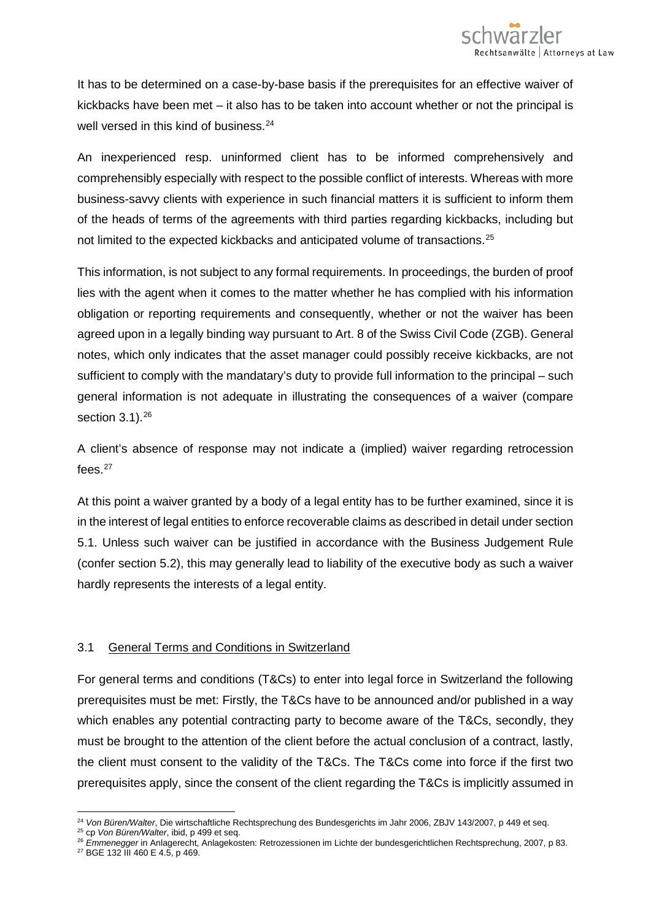It has to be determined on a case-by-base basis if the prerequisites for an effective waiver of kickbacks have been met – it also has to be taken into account whether or not the principal is well versed in this kind of business.[24]

An inexperienced resp. uninformed client has to be informed comprehensively and comprehensibly especially with respect to the possible conflict of interests. Whereas with more business-savvy clients with experience in such financial matters it is sufficient to inform them of the heads of terms of the agreements with third parties regarding kickbacks, including but not limited to the expected kickbacks and anticipated volume of transactions.[25]

This information, is not subject to any formal requirements. In proceedings, the burden of proof lies with the agent when it comes to the matter whether he has complied with his information obligation or reporting requirements and consequently, whether or not the waiver has been agreed upon in a legally binding way pursuant to Art. 8 of the Swiss Civil Code (ZGB). General notes, which only indicates that the asset manager could possibly receive kickbacks, are not sufficient to comply with the mandatary's duty to provide full information to the principal – such general information is not adequate in illustrating the consequences of a waiver (compare section 3.1).[26]

A client's absence of response may not indicate a (implied) waiver regarding retrocession fees.[27]

At this point a waiver granted by a body of a legal entity has to be further examined, since it is in the interest of legal entities to enforce recoverable claims as described in detail under section 5.1. Unless such waiver can be justified in accordance with the Business Judgement Rule (confer section 5.2), this may generally lead to liability of the executive body as such a waiver hardly represents the interests of a legal entity.

## 3.1 General Terms and Conditions in Switzerland

For general terms and conditions (T&Cs) to enter into legal force in Switzerland the following prerequisites must be met: Firstly, the T&Cs have to be announced and/or published in a way which enables any potential contracting party to become aware of the T&Cs, secondly, they must be brought to the attention of the client before the actual conclusion of a contract, lastly, the client must consent to the validity of the T&Cs. The T&Cs come into force if the first two prerequisites apply, since the consent of the client regarding the T&Cs is implicitly assumed in

---

[24] *Von Büren/Walter*, Die wirtschaftliche Rechtsprechung des Bundesgerichts im Jahr 2006, ZBJV 143/2007, p 449 et seq.

[25] cp *Von Büren/Walter*, ibid, p 499 et seq.

[26] *Emmenegger* in Anlagerecht, Anlagekosten: Retrozessionen im Lichte der bundesgerichtlichen Rechtsprechung, 2007, p 83.

[27] BGE 132 III 460 E 4.5, p 469.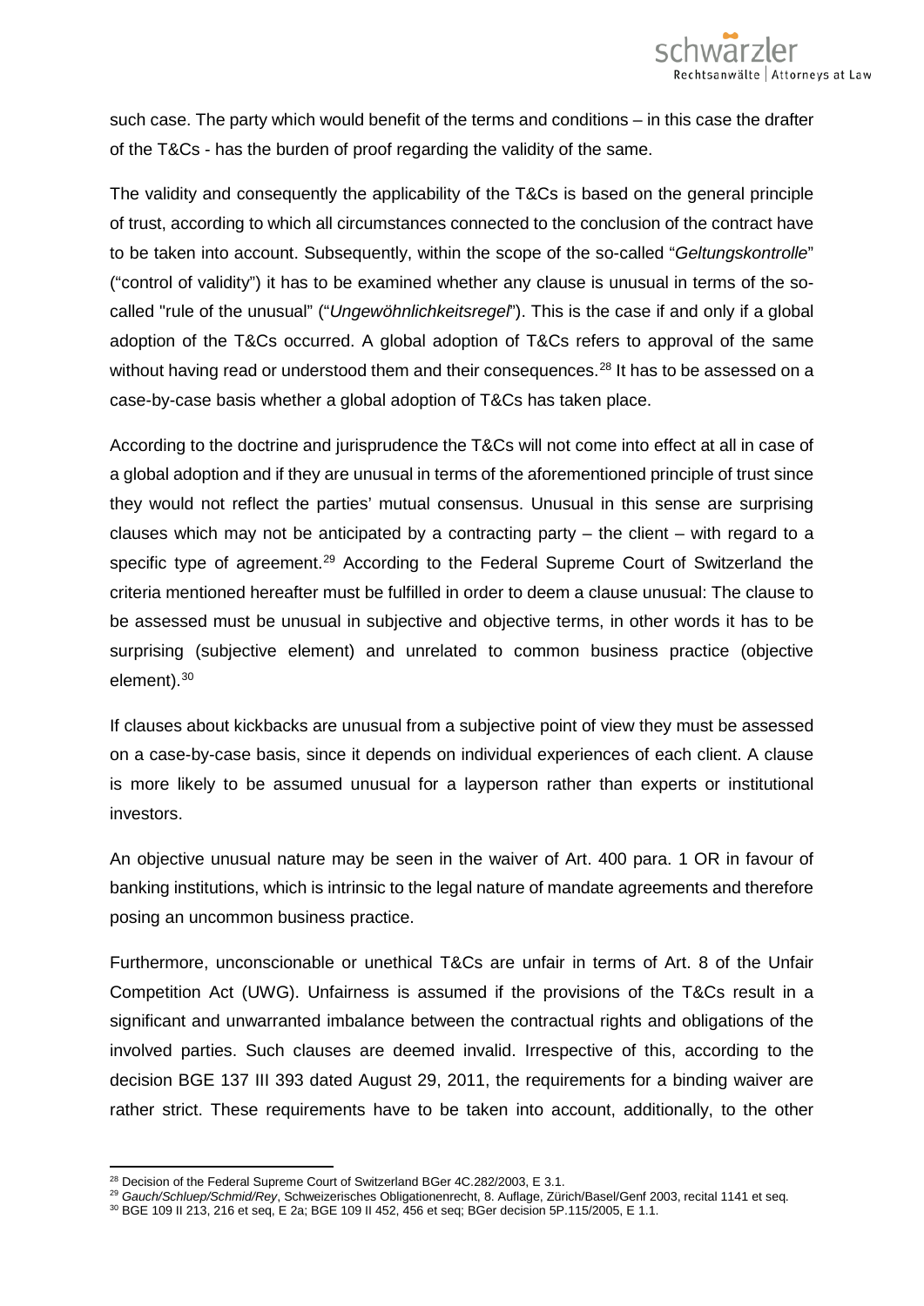such case. The party which would benefit of the terms and conditions – in this case the drafter of the T&Cs - has the burden of proof regarding the validity of the same.

The validity and consequently the applicability of the T&Cs is based on the general principle of trust, according to which all circumstances connected to the conclusion of the contract have to be taken into account. Subsequently, within the scope of the so-called "*Geltungskontrolle*" ("control of validity") it has to be examined whether any clause is unusual in terms of the so-called "rule of the unusual" ("*Ungewöhnlichkeitsregel*"). This is the case if and only if a global adoption of the T&Cs occurred. A global adoption of T&Cs refers to approval of the same without having read or understood them and their consequences.[28] It has to be assessed on a case-by-case basis whether a global adoption of T&Cs has taken place.

According to the doctrine and jurisprudence the T&Cs will not come into effect at all in case of a global adoption and if they are unusual in terms of the aforementioned principle of trust since they would not reflect the parties' mutual consensus. Unusual in this sense are surprising clauses which may not be anticipated by a contracting party – the client – with regard to a specific type of agreement.[29] According to the Federal Supreme Court of Switzerland the criteria mentioned hereafter must be fulfilled in order to deem a clause unusual: The clause to be assessed must be unusual in subjective and objective terms, in other words it has to be surprising (subjective element) and unrelated to common business practice (objective element).[30]

If clauses about kickbacks are unusual from a subjective point of view they must be assessed on a case-by-case basis, since it depends on individual experiences of each client. A clause is more likely to be assumed unusual for a layperson rather than experts or institutional investors.

An objective unusual nature may be seen in the waiver of Art. 400 para. 1 OR in favour of banking institutions, which is intrinsic to the legal nature of mandate agreements and therefore posing an uncommon business practice.

Furthermore, unconscionable or unethical T&Cs are unfair in terms of Art. 8 of the Unfair Competition Act (UWG). Unfairness is assumed if the provisions of the T&Cs result in a significant and unwarranted imbalance between the contractual rights and obligations of the involved parties. Such clauses are deemed invalid. Irrespective of this, according to the decision BGE 137 III 393 dated August 29, 2011, the requirements for a binding waiver are rather strict. These requirements have to be taken into account, additionally, to the other

---

[28] Decision of the Federal Supreme Court of Switzerland BGer 4C.282/2003, E 3.1.

[29] *Gauch/Schluep/Schmid/Rey*, Schweizerisches Obligationenrecht, 8. Auflage, Zürich/Basel/Genf 2003, recital 1141 et seq.

[30] BGE 109 II 213, 216 et seq, E 2a; BGE 109 II 452, 456 et seq; BGer decision 5P.115/2005, E 1.1.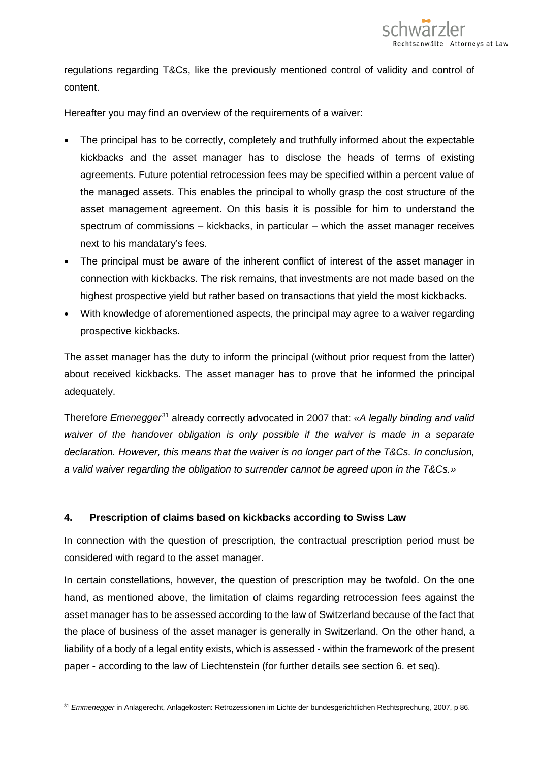regulations regarding T&Cs, like the previously mentioned control of validity and control of content.

Hereafter you may find an overview of the requirements of a waiver:

- The principal has to be correctly, completely and truthfully informed about the expectable kickbacks and the asset manager has to disclose the heads of terms of existing agreements. Future potential retrocession fees may be specified within a percent value of the managed assets. This enables the principal to wholly grasp the cost structure of the asset management agreement. On this basis it is possible for him to understand the spectrum of commissions – kickbacks, in particular – which the asset manager receives next to his mandatary's fees.
- The principal must be aware of the inherent conflict of interest of the asset manager in connection with kickbacks. The risk remains, that investments are not made based on the highest prospective yield but rather based on transactions that yield the most kickbacks.
- With knowledge of aforementioned aspects, the principal may agree to a waiver regarding prospective kickbacks.

The asset manager has the duty to inform the principal (without prior request from the latter) about received kickbacks. The asset manager has to prove that he informed the principal adequately.

Therefore *Emenegger*[31] already correctly advocated in 2007 that: *«A legally binding and valid waiver of the handover obligation is only possible if the waiver is made in a separate declaration. However, this means that the waiver is no longer part of the T&Cs. In conclusion, a valid waiver regarding the obligation to surrender cannot be agreed upon in the T&Cs.»*

## 4. Prescription of claims based on kickbacks according to Swiss Law

In connection with the question of prescription, the contractual prescription period must be considered with regard to the asset manager.

In certain constellations, however, the question of prescription may be twofold. On the one hand, as mentioned above, the limitation of claims regarding retrocession fees against the asset manager has to be assessed according to the law of Switzerland because of the fact that the place of business of the asset manager is generally in Switzerland. On the other hand, a liability of a body of a legal entity exists, which is assessed - within the framework of the present paper - according to the law of Liechtenstein (for further details see section 6. et seq).

[31] *Emmenegger* in Anlagerecht, Anlagekosten: Retrozessionen im Lichte der bundesgerichtlichen Rechtsprechung, 2007, p 86.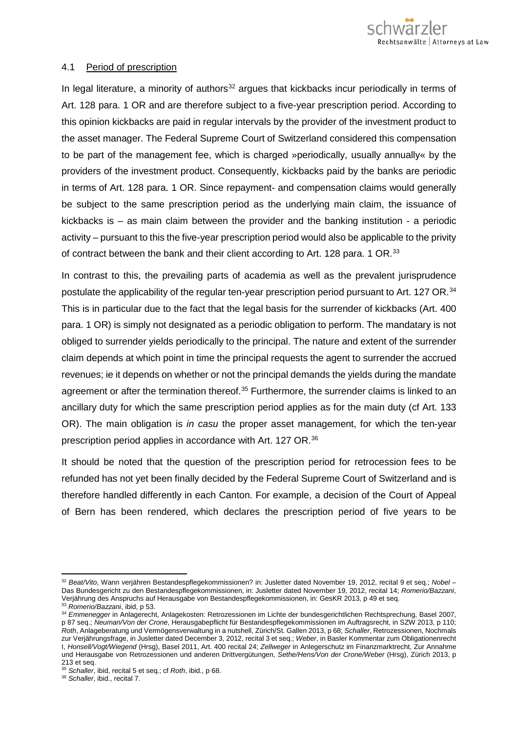## 4.1 Period of prescription

In legal literature, a minority of authors[32] argues that kickbacks incur periodically in terms of Art. 128 para. 1 OR and are therefore subject to a five-year prescription period. According to this opinion kickbacks are paid in regular intervals by the provider of the investment product to the asset manager. The Federal Supreme Court of Switzerland considered this compensation to be part of the management fee, which is charged »periodically, usually annually« by the providers of the investment product. Consequently, kickbacks paid by the banks are periodic in terms of Art. 128 para. 1 OR. Since repayment- and compensation claims would generally be subject to the same prescription period as the underlying main claim, the issuance of kickbacks is – as main claim between the provider and the banking institution - a periodic activity – pursuant to this the five-year prescription period would also be applicable to the privity of contract between the bank and their client according to Art. 128 para. 1 OR.[33]

In contrast to this, the prevailing parts of academia as well as the prevalent jurisprudence postulate the applicability of the regular ten-year prescription period pursuant to Art. 127 OR.[34] This is in particular due to the fact that the legal basis for the surrender of kickbacks (Art. 400 para. 1 OR) is simply not designated as a periodic obligation to perform. The mandatary is not obliged to surrender yields periodically to the principal. The nature and extent of the surrender claim depends at which point in time the principal requests the agent to surrender the accrued revenues; ie it depends on whether or not the principal demands the yields during the mandate agreement or after the termination thereof.[35] Furthermore, the surrender claims is linked to an ancillary duty for which the same prescription period applies as for the main duty (cf Art. 133 OR). The main obligation is *in casu* the proper asset management, for which the ten-year prescription period applies in accordance with Art. 127 OR.[36]

It should be noted that the question of the prescription period for retrocession fees to be refunded has not yet been finally decided by the Federal Supreme Court of Switzerland and is therefore handled differently in each Canton. For example, a decision of the Court of Appeal of Bern has been rendered, which declares the prescription period of five years to be

---

[32] *Beat/Vito*, Wann verjähren Bestandespflegekommissionen? in: Jusletter dated November 19, 2012, recital 9 et seq.; *Nobel* – Das Bundesgericht zu den Bestandespflegekommissionen, in: Jusletter dated November 19, 2012, recital 14; *Romerio/Bazzani*, Verjährung des Anspruchs auf Herausgabe von Bestandespflegekommissionen, in: GesKR 2013, p 49 et seq.

[33] *Romerio/Bazzani*, ibid, p 53.

[34] *Emmenegger* in Anlagerecht, Anlagekosten: Retrozessionen im Lichte der bundesgerichtlichen Rechtsprechung, Basel 2007, p 87 seq.; *Neuman/Von der Crone*, Herausgabepflicht für Bestandespflegekommissionen im Auftragsrecht, in SZW 2013, p 110; *Roth*, Anlageberatung und Vermögensverwaltung in a nutshell, Zürich/St. Gallen 2013, p 68; *Schaller*, Retrozessionen, Nochmals zur Verjährungsfrage, in Jusletter dated December 3, 2012, recital 3 et seq.; *Weber*, in Basler Kommentar zum Obligationenrecht I, *Honsell/Vogt/Wiegend* (Hrsg), Basel 2011, Art. 400 recital 24; *Zellweger* in Anlegerschutz im Finanzmarktrecht, Zur Annahme und Herausgabe von Retrozessionen und anderen Drittvergütungen, *Sethe/Hens/Von der Crone/Weber* (Hrsg), Zürich 2013, p 213 et seq.

[35] *Schaller*, ibid, recital 5 et seq.; cf *Roth*, ibid., p 68.

[36] *Schaller*, ibid., recital 7.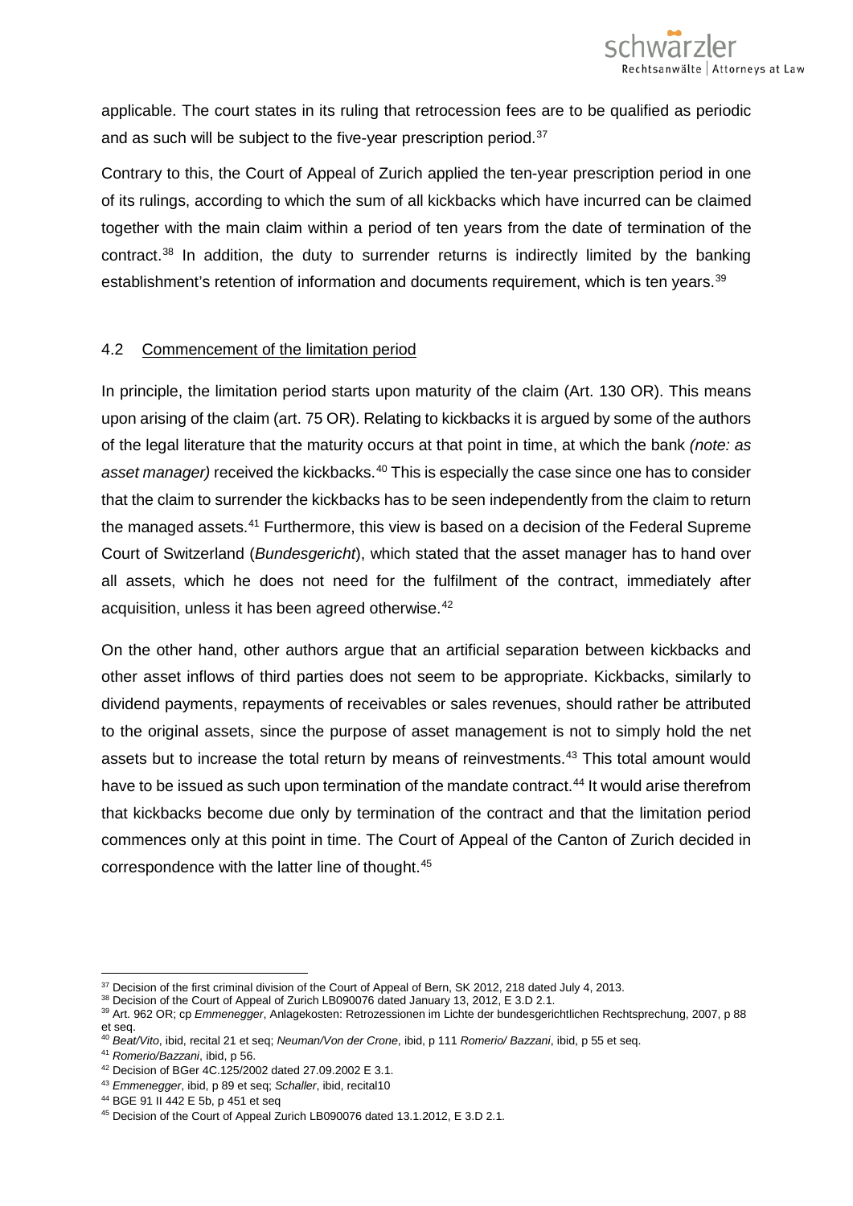applicable. The court states in its ruling that retrocession fees are to be qualified as periodic and as such will be subject to the five-year prescription period.[37]

Contrary to this, the Court of Appeal of Zurich applied the ten-year prescription period in one of its rulings, according to which the sum of all kickbacks which have incurred can be claimed together with the main claim within a period of ten years from the date of termination of the contract.[38] In addition, the duty to surrender returns is indirectly limited by the banking establishment's retention of information and documents requirement, which is ten years.[39]

## 4.2 Commencement of the limitation period

In principle, the limitation period starts upon maturity of the claim (Art. 130 OR). This means upon arising of the claim (art. 75 OR). Relating to kickbacks it is argued by some of the authors of the legal literature that the maturity occurs at that point in time, at which the bank *(note: as asset manager)* received the kickbacks.[40] This is especially the case since one has to consider that the claim to surrender the kickbacks has to be seen independently from the claim to return the managed assets.[41] Furthermore, this view is based on a decision of the Federal Supreme Court of Switzerland (*Bundesgericht*), which stated that the asset manager has to hand over all assets, which he does not need for the fulfilment of the contract, immediately after acquisition, unless it has been agreed otherwise.[42]

On the other hand, other authors argue that an artificial separation between kickbacks and other asset inflows of third parties does not seem to be appropriate. Kickbacks, similarly to dividend payments, repayments of receivables or sales revenues, should rather be attributed to the original assets, since the purpose of asset management is not to simply hold the net assets but to increase the total return by means of reinvestments.[43] This total amount would have to be issued as such upon termination of the mandate contract.[44] It would arise therefrom that kickbacks become due only by termination of the contract and that the limitation period commences only at this point in time. The Court of Appeal of the Canton of Zurich decided in correspondence with the latter line of thought.[45]

---

[37] Decision of the first criminal division of the Court of Appeal of Bern, SK 2012, 218 dated July 4, 2013.

[38] Decision of the Court of Appeal of Zurich LB090076 dated January 13, 2012, E 3.D 2.1.

[39] Art. 962 OR; cp *Emmenegger*, Anlagekosten: Retrozessionen im Lichte der bundesgerichtlichen Rechtsprechung, 2007, p 88 et seq.

[40] *Beat/Vito*, ibid, recital 21 et seq; *Neuman/Von der Crone*, ibid, p 111 *Romerio/ Bazzani*, ibid, p 55 et seq.

[41] *Romerio/Bazzani*, ibid, p 56.

[42] Decision of BGer 4C.125/2002 dated 27.09.2002 E 3.1.

[43] *Emmenegger*, ibid, p 89 et seq; *Schaller*, ibid, recital10

[44] BGE 91 II 442 E 5b, p 451 et seq

[45] Decision of the Court of Appeal Zurich LB090076 dated 13.1.2012, E 3.D 2.1.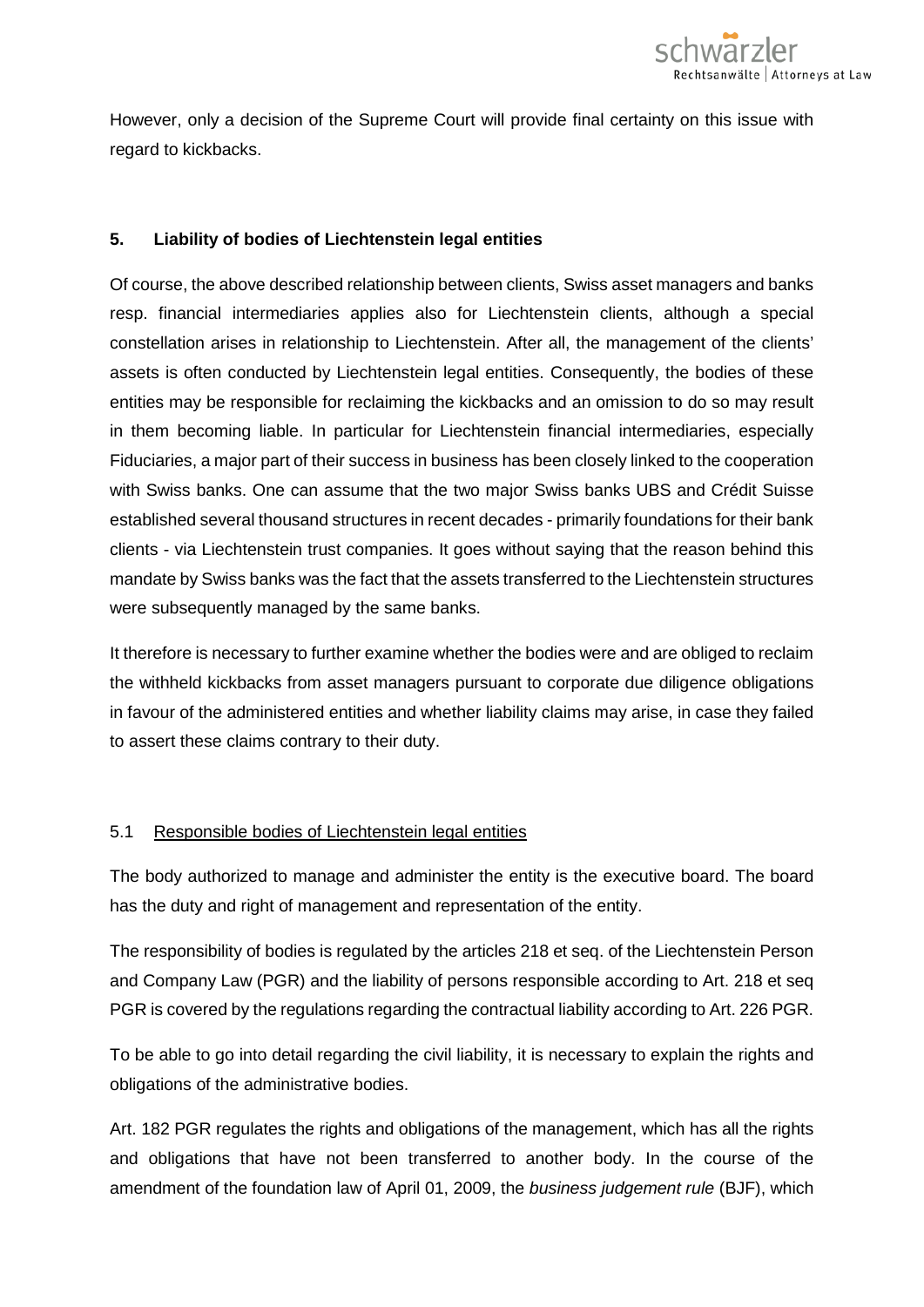However, only a decision of the Supreme Court will provide final certainty on this issue with regard to kickbacks.

## 5. Liability of bodies of Liechtenstein legal entities

Of course, the above described relationship between clients, Swiss asset managers and banks resp. financial intermediaries applies also for Liechtenstein clients, although a special constellation arises in relationship to Liechtenstein. After all, the management of the clients' assets is often conducted by Liechtenstein legal entities. Consequently, the bodies of these entities may be responsible for reclaiming the kickbacks and an omission to do so may result in them becoming liable. In particular for Liechtenstein financial intermediaries, especially Fiduciaries, a major part of their success in business has been closely linked to the cooperation with Swiss banks. One can assume that the two major Swiss banks UBS and Crédit Suisse established several thousand structures in recent decades - primarily foundations for their bank clients - via Liechtenstein trust companies. It goes without saying that the reason behind this mandate by Swiss banks was the fact that the assets transferred to the Liechtenstein structures were subsequently managed by the same banks.

It therefore is necessary to further examine whether the bodies were and are obliged to reclaim the withheld kickbacks from asset managers pursuant to corporate due diligence obligations in favour of the administered entities and whether liability claims may arise, in case they failed to assert these claims contrary to their duty.

### 5.1 Responsible bodies of Liechtenstein legal entities

The body authorized to manage and administer the entity is the executive board. The board has the duty and right of management and representation of the entity.

The responsibility of bodies is regulated by the articles 218 et seq. of the Liechtenstein Person and Company Law (PGR) and the liability of persons responsible according to Art. 218 et seq PGR is covered by the regulations regarding the contractual liability according to Art. 226 PGR.

To be able to go into detail regarding the civil liability, it is necessary to explain the rights and obligations of the administrative bodies.

Art. 182 PGR regulates the rights and obligations of the management, which has all the rights and obligations that have not been transferred to another body. In the course of the amendment of the foundation law of April 01, 2009, the *business judgement rule* (BJF), which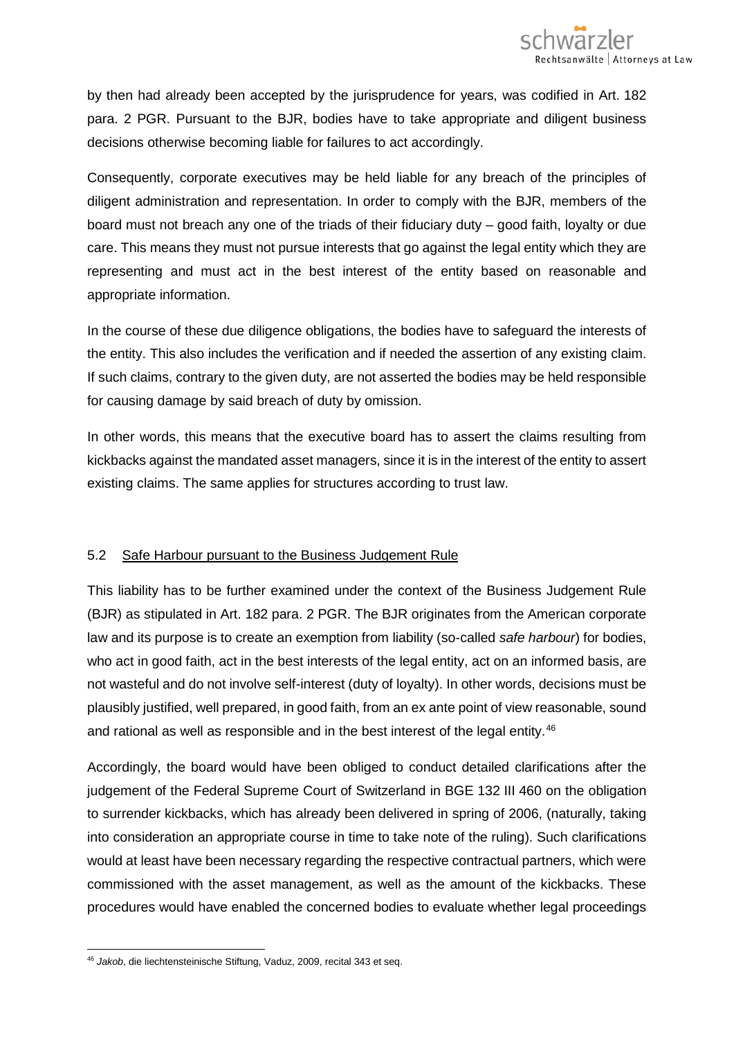by then had already been accepted by the jurisprudence for years, was codified in Art. 182 para. 2 PGR. Pursuant to the BJR, bodies have to take appropriate and diligent business decisions otherwise becoming liable for failures to act accordingly.

Consequently, corporate executives may be held liable for any breach of the principles of diligent administration and representation. In order to comply with the BJR, members of the board must not breach any one of the triads of their fiduciary duty – good faith, loyalty or due care. This means they must not pursue interests that go against the legal entity which they are representing and must act in the best interest of the entity based on reasonable and appropriate information.

In the course of these due diligence obligations, the bodies have to safeguard the interests of the entity. This also includes the verification and if needed the assertion of any existing claim. If such claims, contrary to the given duty, are not asserted the bodies may be held responsible for causing damage by said breach of duty by omission.

In other words, this means that the executive board has to assert the claims resulting from kickbacks against the mandated asset managers, since it is in the interest of the entity to assert existing claims. The same applies for structures according to trust law.

## 5.2 Safe Harbour pursuant to the Business Judgement Rule

This liability has to be further examined under the context of the Business Judgement Rule (BJR) as stipulated in Art. 182 para. 2 PGR. The BJR originates from the American corporate law and its purpose is to create an exemption from liability (so-called *safe harbour*) for bodies, who act in good faith, act in the best interests of the legal entity, act on an informed basis, are not wasteful and do not involve self-interest (duty of loyalty). In other words, decisions must be plausibly justified, well prepared, in good faith, from an ex ante point of view reasonable, sound and rational as well as responsible and in the best interest of the legal entity.[46]

Accordingly, the board would have been obliged to conduct detailed clarifications after the judgement of the Federal Supreme Court of Switzerland in BGE 132 III 460 on the obligation to surrender kickbacks, which has already been delivered in spring of 2006, (naturally, taking into consideration an appropriate course in time to take note of the ruling). Such clarifications would at least have been necessary regarding the respective contractual partners, which were commissioned with the asset management, as well as the amount of the kickbacks. These procedures would have enabled the concerned bodies to evaluate whether legal proceedings

---

[46] *Jakob*, die liechtensteinische Stiftung, Vaduz, 2009, recital 343 et seq.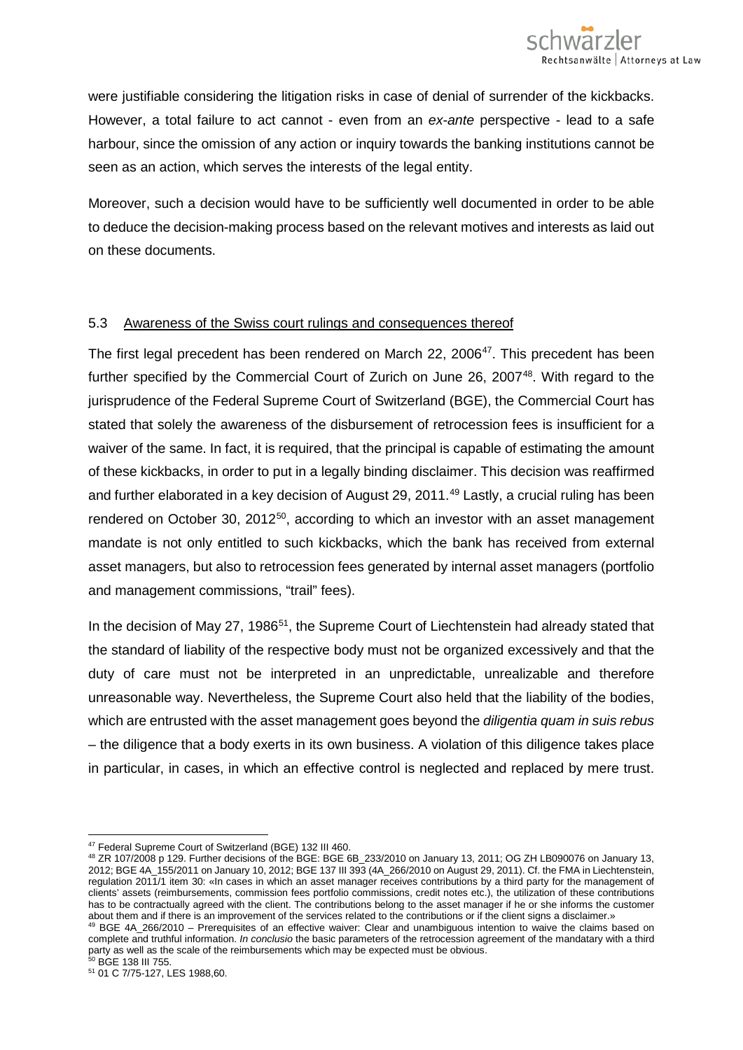were justifiable considering the litigation risks in case of denial of surrender of the kickbacks. However, a total failure to act cannot - even from an *ex-ante* perspective - lead to a safe harbour, since the omission of any action or inquiry towards the banking institutions cannot be seen as an action, which serves the interests of the legal entity.

Moreover, such a decision would have to be sufficiently well documented in order to be able to deduce the decision-making process based on the relevant motives and interests as laid out on these documents.

### 5.3 Awareness of the Swiss court rulings and consequences thereof

The first legal precedent has been rendered on March 22, 2006[47]. This precedent has been further specified by the Commercial Court of Zurich on June 26, 2007[48]. With regard to the jurisprudence of the Federal Supreme Court of Switzerland (BGE), the Commercial Court has stated that solely the awareness of the disbursement of retrocession fees is insufficient for a waiver of the same. In fact, it is required, that the principal is capable of estimating the amount of these kickbacks, in order to put in a legally binding disclaimer. This decision was reaffirmed and further elaborated in a key decision of August 29, 2011.[49] Lastly, a crucial ruling has been rendered on October 30, 2012[50], according to which an investor with an asset management mandate is not only entitled to such kickbacks, which the bank has received from external asset managers, but also to retrocession fees generated by internal asset managers (portfolio and management commissions, "trail" fees).

In the decision of May 27, 1986[51], the Supreme Court of Liechtenstein had already stated that the standard of liability of the respective body must not be organized excessively and that the duty of care must not be interpreted in an unpredictable, unrealizable and therefore unreasonable way. Nevertheless, the Supreme Court also held that the liability of the bodies, which are entrusted with the asset management goes beyond the *diligentia quam in suis rebus* – the diligence that a body exerts in its own business. A violation of this diligence takes place in particular, in cases, in which an effective control is neglected and replaced by mere trust.

---

[47] Federal Supreme Court of Switzerland (BGE) 132 III 460.

[48] ZR 107/2008 p 129. Further decisions of the BGE: BGE 6B_233/2010 on January 13, 2011; OG ZH LB090076 on January 13, 2012; BGE 4A_155/2011 on January 10, 2012; BGE 137 III 393 (4A_266/2010 on August 29, 2011). Cf. the FMA in Liechtenstein, regulation 2011/1 item 30: «In cases in which an asset manager receives contributions by a third party for the management of clients' assets (reimbursements, commission fees portfolio commissions, credit notes etc.), the utilization of these contributions has to be contractually agreed with the client. The contributions belong to the asset manager if he or she informs the customer about them and if there is an improvement of the services related to the contributions or if the client signs a disclaimer.»

[49] BGE 4A_266/2010 – Prerequisites of an effective waiver: Clear and unambiguous intention to waive the claims based on complete and truthful information. *In conclusio* the basic parameters of the retrocession agreement of the mandatary with a third party as well as the scale of the reimbursements which may be expected must be obvious.

[50] BGE 138 III 755.

[51] 01 C 7/75-127, LES 1988,60.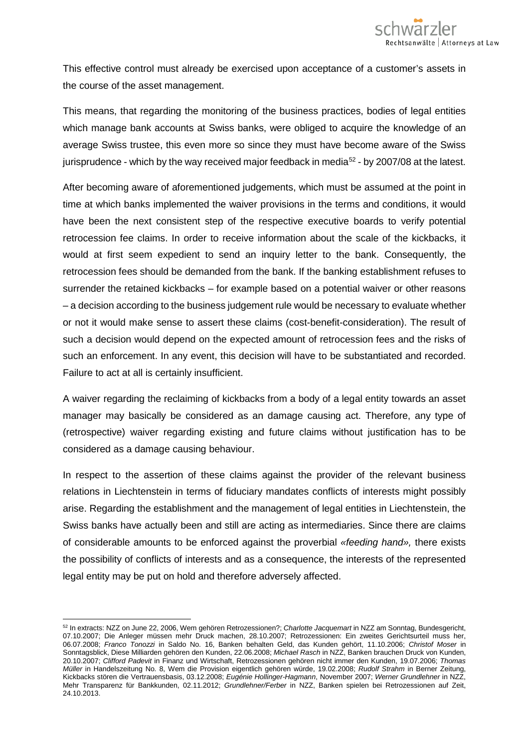This effective control must already be exercised upon acceptance of a customer's assets in the course of the asset management.

This means, that regarding the monitoring of the business practices, bodies of legal entities which manage bank accounts at Swiss banks, were obliged to acquire the knowledge of an average Swiss trustee, this even more so since they must have become aware of the Swiss jurisprudence - which by the way received major feedback in media[52] - by 2007/08 at the latest.

After becoming aware of aforementioned judgements, which must be assumed at the point in time at which banks implemented the waiver provisions in the terms and conditions, it would have been the next consistent step of the respective executive boards to verify potential retrocession fee claims. In order to receive information about the scale of the kickbacks, it would at first seem expedient to send an inquiry letter to the bank. Consequently, the retrocession fees should be demanded from the bank. If the banking establishment refuses to surrender the retained kickbacks – for example based on a potential waiver or other reasons – a decision according to the business judgement rule would be necessary to evaluate whether or not it would make sense to assert these claims (cost-benefit-consideration). The result of such a decision would depend on the expected amount of retrocession fees and the risks of such an enforcement. In any event, this decision will have to be substantiated and recorded. Failure to act at all is certainly insufficient.

A waiver regarding the reclaiming of kickbacks from a body of a legal entity towards an asset manager may basically be considered as an damage causing act. Therefore, any type of (retrospective) waiver regarding existing and future claims without justification has to be considered as a damage causing behaviour.

In respect to the assertion of these claims against the provider of the relevant business relations in Liechtenstein in terms of fiduciary mandates conflicts of interests might possibly arise. Regarding the establishment and the management of legal entities in Liechtenstein, the Swiss banks have actually been and still are acting as intermediaries. Since there are claims of considerable amounts to be enforced against the proverbial *«feeding hand»,* there exists the possibility of conflicts of interests and as a consequence, the interests of the represented legal entity may be put on hold and therefore adversely affected.

---

[52] In extracts: NZZ on June 22, 2006, Wem gehören Retrozessionen?; *Charlotte Jacquemart* in NZZ am Sonntag, Bundesgericht, 07.10.2007; Die Anleger müssen mehr Druck machen, 28.10.2007; Retrozessionen: Ein zweites Gerichtsurteil muss her, 06.07.2008; *Franco Tonozzi* in Saldo No. 16, Banken behalten Geld, das Kunden gehört, 11.10.2006; *Christof Moser* in Sonntagsblick, Diese Milliarden gehören den Kunden, 22.06.2008; *Michael Rasch* in NZZ, Banken brauchen Druck von Kunden, 20.10.2007; *Clifford Padevit* in Finanz und Wirtschaft, Retrozessionen gehören nicht immer den Kunden, 19.07.2006; *Thomas Müller* in Handelszeitung No. 8, Wem die Provision eigentlich gehören würde, 19.02.2008; *Rudolf Strahm* in Berner Zeitung, Kickbacks stören die Vertrauensbasis, 03.12.2008; *Eugénie Hollinger-Hagmann*, November 2007; *Werner Grundlehner* in NZZ, Mehr Transparenz für Bankkunden, 02.11.2012; *Grundlehner/Ferber* in NZZ, Banken spielen bei Retrozessionen auf Zeit, 24.10.2013.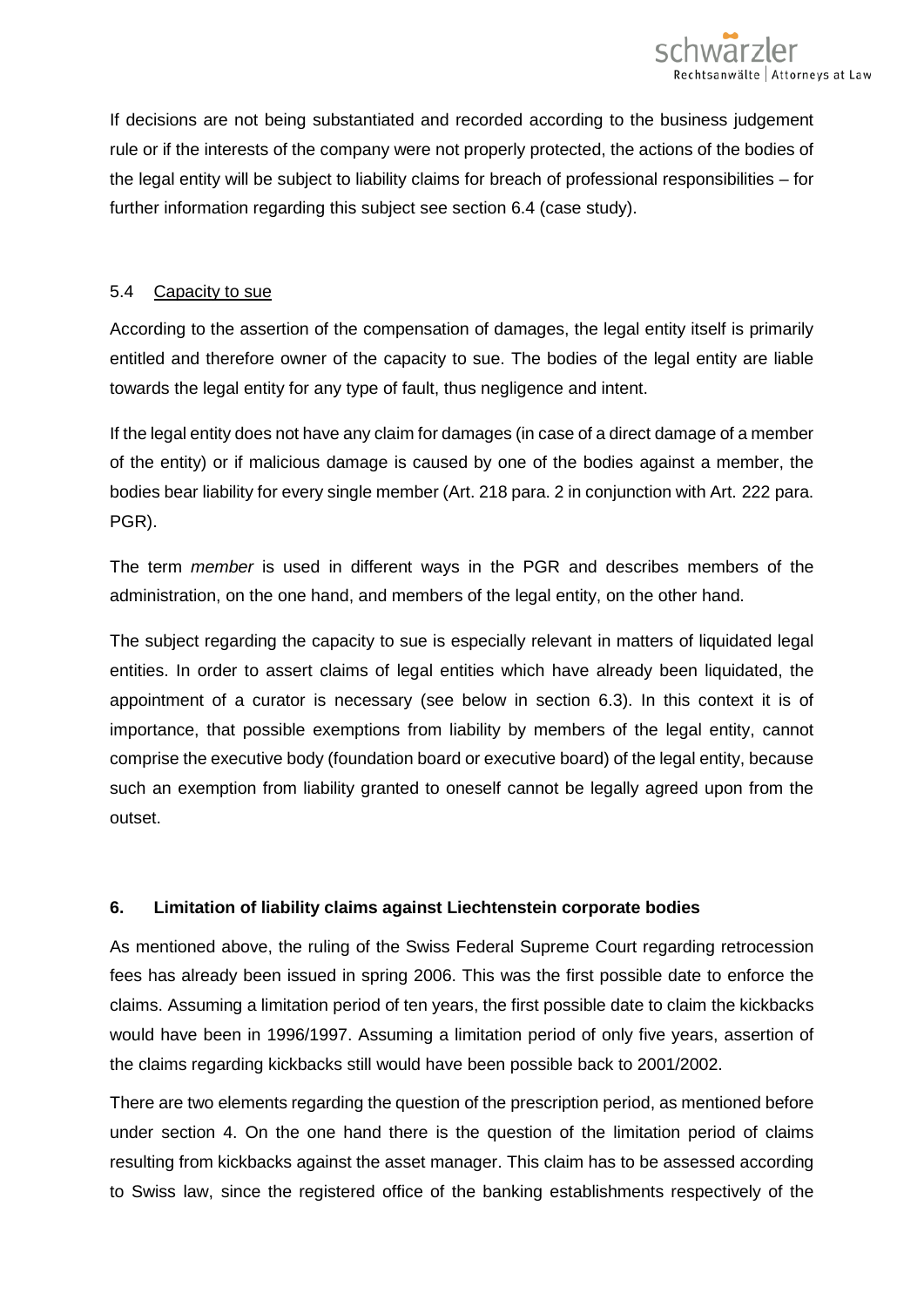If decisions are not being substantiated and recorded according to the business judgement rule or if the interests of the company were not properly protected, the actions of the bodies of the legal entity will be subject to liability claims for breach of professional responsibilities – for further information regarding this subject see section 6.4 (case study).

### 5.4 Capacity to sue

According to the assertion of the compensation of damages, the legal entity itself is primarily entitled and therefore owner of the capacity to sue. The bodies of the legal entity are liable towards the legal entity for any type of fault, thus negligence and intent.

If the legal entity does not have any claim for damages (in case of a direct damage of a member of the entity) or if malicious damage is caused by one of the bodies against a member, the bodies bear liability for every single member (Art. 218 para. 2 in conjunction with Art. 222 para. PGR).

The term *member* is used in different ways in the PGR and describes members of the administration, on the one hand, and members of the legal entity, on the other hand.

The subject regarding the capacity to sue is especially relevant in matters of liquidated legal entities. In order to assert claims of legal entities which have already been liquidated, the appointment of a curator is necessary (see below in section 6.3). In this context it is of importance, that possible exemptions from liability by members of the legal entity, cannot comprise the executive body (foundation board or executive board) of the legal entity, because such an exemption from liability granted to oneself cannot be legally agreed upon from the outset.

## 6. Limitation of liability claims against Liechtenstein corporate bodies

As mentioned above, the ruling of the Swiss Federal Supreme Court regarding retrocession fees has already been issued in spring 2006. This was the first possible date to enforce the claims. Assuming a limitation period of ten years, the first possible date to claim the kickbacks would have been in 1996/1997. Assuming a limitation period of only five years, assertion of the claims regarding kickbacks still would have been possible back to 2001/2002.

There are two elements regarding the question of the prescription period, as mentioned before under section 4. On the one hand there is the question of the limitation period of claims resulting from kickbacks against the asset manager. This claim has to be assessed according to Swiss law, since the registered office of the banking establishments respectively of the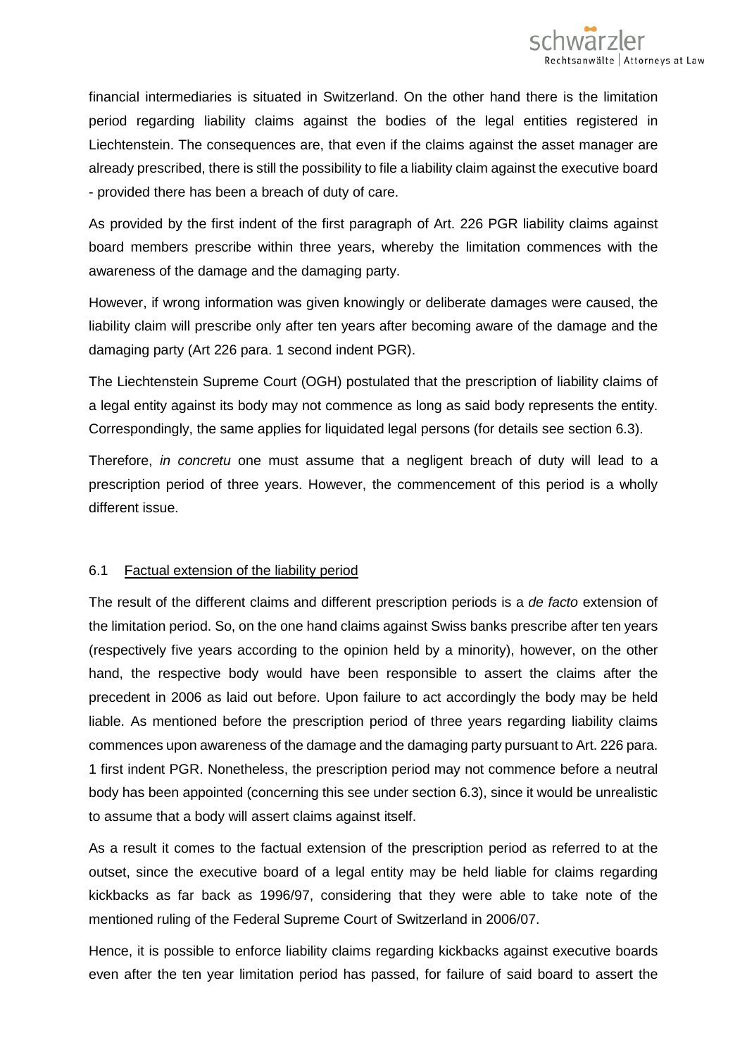financial intermediaries is situated in Switzerland. On the other hand there is the limitation period regarding liability claims against the bodies of the legal entities registered in Liechtenstein. The consequences are, that even if the claims against the asset manager are already prescribed, there is still the possibility to file a liability claim against the executive board - provided there has been a breach of duty of care.

As provided by the first indent of the first paragraph of Art. 226 PGR liability claims against board members prescribe within three years, whereby the limitation commences with the awareness of the damage and the damaging party.

However, if wrong information was given knowingly or deliberate damages were caused, the liability claim will prescribe only after ten years after becoming aware of the damage and the damaging party (Art 226 para. 1 second indent PGR).

The Liechtenstein Supreme Court (OGH) postulated that the prescription of liability claims of a legal entity against its body may not commence as long as said body represents the entity. Correspondingly, the same applies for liquidated legal persons (for details see section 6.3).

Therefore, *in concretu* one must assume that a negligent breach of duty will lead to a prescription period of three years. However, the commencement of this period is a wholly different issue.

### 6.1 Factual extension of the liability period

The result of the different claims and different prescription periods is a *de facto* extension of the limitation period. So, on the one hand claims against Swiss banks prescribe after ten years (respectively five years according to the opinion held by a minority), however, on the other hand, the respective body would have been responsible to assert the claims after the precedent in 2006 as laid out before. Upon failure to act accordingly the body may be held liable. As mentioned before the prescription period of three years regarding liability claims commences upon awareness of the damage and the damaging party pursuant to Art. 226 para. 1 first indent PGR. Nonetheless, the prescription period may not commence before a neutral body has been appointed (concerning this see under section 6.3), since it would be unrealistic to assume that a body will assert claims against itself.

As a result it comes to the factual extension of the prescription period as referred to at the outset, since the executive board of a legal entity may be held liable for claims regarding kickbacks as far back as 1996/97, considering that they were able to take note of the mentioned ruling of the Federal Supreme Court of Switzerland in 2006/07.

Hence, it is possible to enforce liability claims regarding kickbacks against executive boards even after the ten year limitation period has passed, for failure of said board to assert the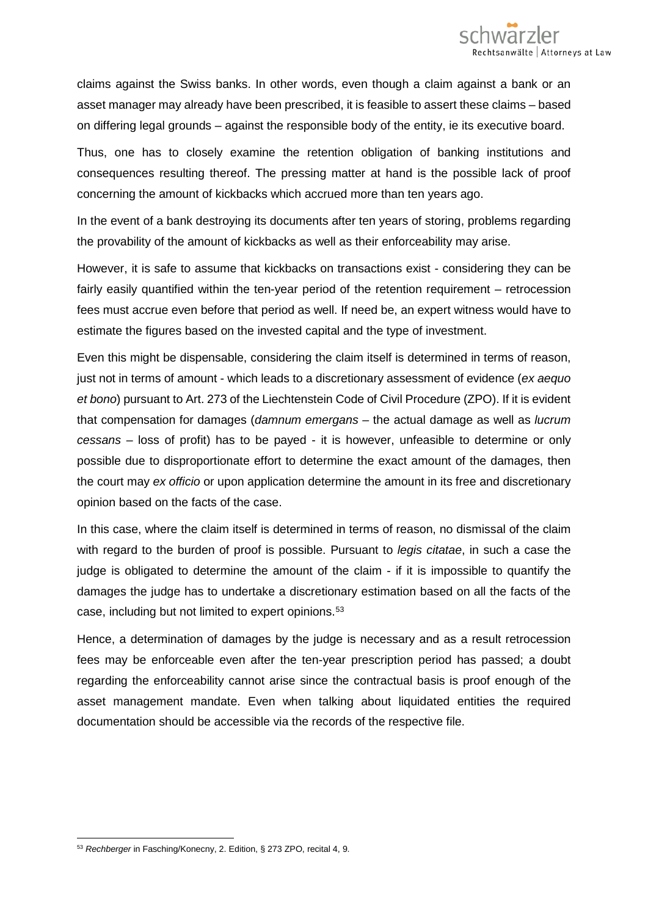claims against the Swiss banks. In other words, even though a claim against a bank or an asset manager may already have been prescribed, it is feasible to assert these claims – based on differing legal grounds – against the responsible body of the entity, ie its executive board.

Thus, one has to closely examine the retention obligation of banking institutions and consequences resulting thereof. The pressing matter at hand is the possible lack of proof concerning the amount of kickbacks which accrued more than ten years ago.

In the event of a bank destroying its documents after ten years of storing, problems regarding the provability of the amount of kickbacks as well as their enforceability may arise.

However, it is safe to assume that kickbacks on transactions exist - considering they can be fairly easily quantified within the ten-year period of the retention requirement – retrocession fees must accrue even before that period as well. If need be, an expert witness would have to estimate the figures based on the invested capital and the type of investment.

Even this might be dispensable, considering the claim itself is determined in terms of reason, just not in terms of amount - which leads to a discretionary assessment of evidence (*ex aequo et bono*) pursuant to Art. 273 of the Liechtenstein Code of Civil Procedure (ZPO). If it is evident that compensation for damages (*damnum emergans* – the actual damage as well as *lucrum cessans* – loss of profit) has to be payed - it is however, unfeasible to determine or only possible due to disproportionate effort to determine the exact amount of the damages, then the court may *ex officio* or upon application determine the amount in its free and discretionary opinion based on the facts of the case.

In this case, where the claim itself is determined in terms of reason, no dismissal of the claim with regard to the burden of proof is possible. Pursuant to *legis citatae*, in such a case the judge is obligated to determine the amount of the claim - if it is impossible to quantify the damages the judge has to undertake a discretionary estimation based on all the facts of the case, including but not limited to expert opinions.[53]

Hence, a determination of damages by the judge is necessary and as a result retrocession fees may be enforceable even after the ten-year prescription period has passed; a doubt regarding the enforceability cannot arise since the contractual basis is proof enough of the asset management mandate. Even when talking about liquidated entities the required documentation should be accessible via the records of the respective file.

---

[53] *Rechberger* in Fasching/Konecny, 2. Edition, § 273 ZPO, recital 4, 9.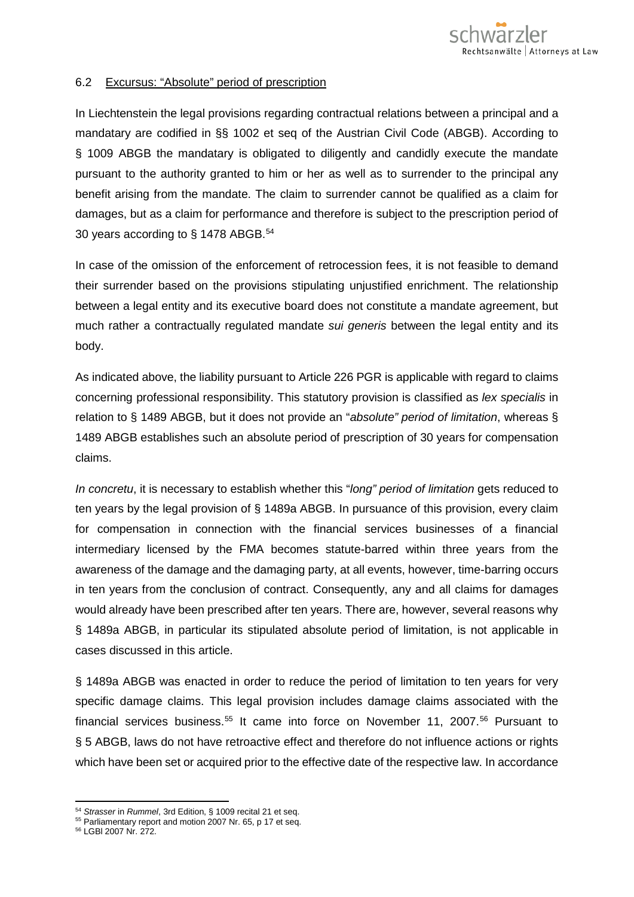## 6.2 Excursus: "Absolute" period of prescription

In Liechtenstein the legal provisions regarding contractual relations between a principal and a mandatary are codified in §§ 1002 et seq of the Austrian Civil Code (ABGB). According to § 1009 ABGB the mandatary is obligated to diligently and candidly execute the mandate pursuant to the authority granted to him or her as well as to surrender to the principal any benefit arising from the mandate. The claim to surrender cannot be qualified as a claim for damages, but as a claim for performance and therefore is subject to the prescription period of 30 years according to § 1478 ABGB.[54]

In case of the omission of the enforcement of retrocession fees, it is not feasible to demand their surrender based on the provisions stipulating unjustified enrichment. The relationship between a legal entity and its executive board does not constitute a mandate agreement, but much rather a contractually regulated mandate *sui generis* between the legal entity and its body.

As indicated above, the liability pursuant to Article 226 PGR is applicable with regard to claims concerning professional responsibility. This statutory provision is classified as *lex specialis* in relation to § 1489 ABGB, but it does not provide an "*absolute" period of limitation*, whereas § 1489 ABGB establishes such an absolute period of prescription of 30 years for compensation claims.

*In concretu*, it is necessary to establish whether this "*long" period of limitation* gets reduced to ten years by the legal provision of § 1489a ABGB. In pursuance of this provision, every claim for compensation in connection with the financial services businesses of a financial intermediary licensed by the FMA becomes statute-barred within three years from the awareness of the damage and the damaging party, at all events, however, time-barring occurs in ten years from the conclusion of contract. Consequently, any and all claims for damages would already have been prescribed after ten years. There are, however, several reasons why § 1489a ABGB, in particular its stipulated absolute period of limitation, is not applicable in cases discussed in this article.

§ 1489a ABGB was enacted in order to reduce the period of limitation to ten years for very specific damage claims. This legal provision includes damage claims associated with the financial services business.[55] It came into force on November 11, 2007.[56] Pursuant to § 5 ABGB, laws do not have retroactive effect and therefore do not influence actions or rights which have been set or acquired prior to the effective date of the respective law. In accordance

---

[54] *Strasser* in *Rummel*, 3rd Edition, § 1009 recital 21 et seq.

[55] Parliamentary report and motion 2007 Nr. 65, p 17 et seq.

[56] LGBl 2007 Nr. 272.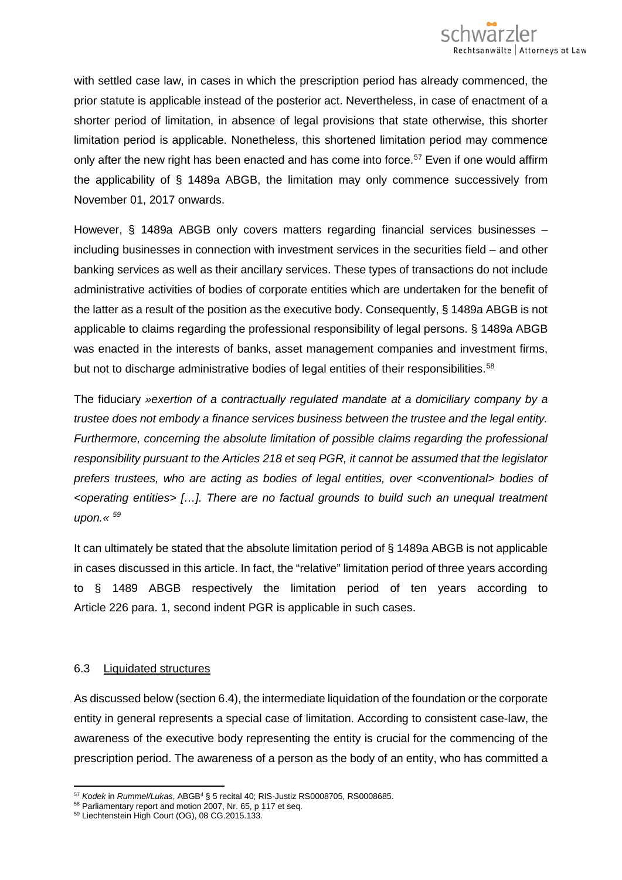with settled case law, in cases in which the prescription period has already commenced, the prior statute is applicable instead of the posterior act. Nevertheless, in case of enactment of a shorter period of limitation, in absence of legal provisions that state otherwise, this shorter limitation period is applicable. Nonetheless, this shortened limitation period may commence only after the new right has been enacted and has come into force.[57] Even if one would affirm the applicability of § 1489a ABGB, the limitation may only commence successively from November 01, 2017 onwards.

However, § 1489a ABGB only covers matters regarding financial services businesses – including businesses in connection with investment services in the securities field – and other banking services as well as their ancillary services. These types of transactions do not include administrative activities of bodies of corporate entities which are undertaken for the benefit of the latter as a result of the position as the executive body. Consequently, § 1489a ABGB is not applicable to claims regarding the professional responsibility of legal persons. § 1489a ABGB was enacted in the interests of banks, asset management companies and investment firms, but not to discharge administrative bodies of legal entities of their responsibilities.[58]

The fiduciary *»exertion of a contractually regulated mandate at a domiciliary company by a trustee does not embody a finance services business between the trustee and the legal entity. Furthermore, concerning the absolute limitation of possible claims regarding the professional responsibility pursuant to the Articles 218 et seq PGR, it cannot be assumed that the legislator prefers trustees, who are acting as bodies of legal entities, over <conventional> bodies of <operating entities> […]. There are no factual grounds to build such an unequal treatment upon.«* [59]

It can ultimately be stated that the absolute limitation period of § 1489a ABGB is not applicable in cases discussed in this article. In fact, the "relative" limitation period of three years according to § 1489 ABGB respectively the limitation period of ten years according to Article 226 para. 1, second indent PGR is applicable in such cases.

## 6.3 Liquidated structures

As discussed below (section 6.4), the intermediate liquidation of the foundation or the corporate entity in general represents a special case of limitation. According to consistent case-law, the awareness of the executive body representing the entity is crucial for the commencing of the prescription period. The awareness of a person as the body of an entity, who has committed a

---

[57] *Kodek* in *Rummel/Lukas*, ABGB[4] § 5 recital 40; RIS-Justiz RS0008705, RS0008685.

[58] Parliamentary report and motion 2007, Nr. 65, p 117 et seq.

[59] Liechtenstein High Court (OG), 08 CG.2015.133.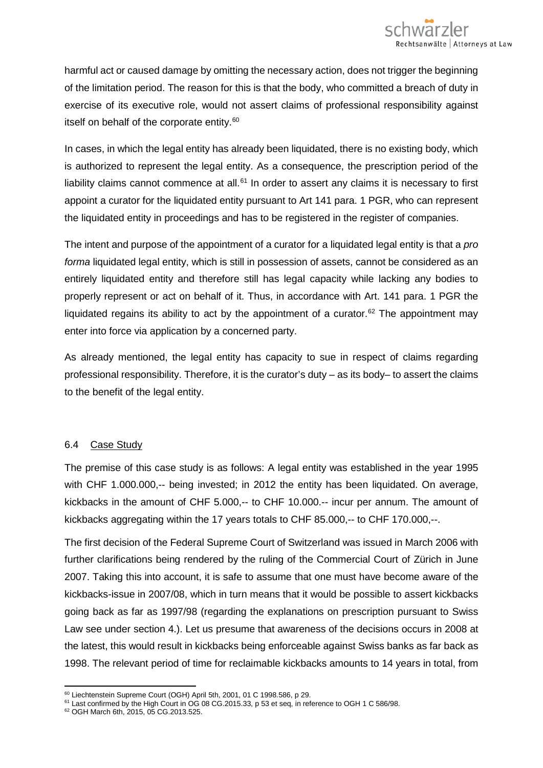harmful act or caused damage by omitting the necessary action, does not trigger the beginning of the limitation period. The reason for this is that the body, who committed a breach of duty in exercise of its executive role, would not assert claims of professional responsibility against itself on behalf of the corporate entity.[60]

In cases, in which the legal entity has already been liquidated, there is no existing body, which is authorized to represent the legal entity. As a consequence, the prescription period of the liability claims cannot commence at all.[61] In order to assert any claims it is necessary to first appoint a curator for the liquidated entity pursuant to Art 141 para. 1 PGR, who can represent the liquidated entity in proceedings and has to be registered in the register of companies.

The intent and purpose of the appointment of a curator for a liquidated legal entity is that a *pro forma* liquidated legal entity, which is still in possession of assets, cannot be considered as an entirely liquidated entity and therefore still has legal capacity while lacking any bodies to properly represent or act on behalf of it. Thus, in accordance with Art. 141 para. 1 PGR the liquidated regains its ability to act by the appointment of a curator.[62] The appointment may enter into force via application by a concerned party.

As already mentioned, the legal entity has capacity to sue in respect of claims regarding professional responsibility. Therefore, it is the curator's duty – as its body– to assert the claims to the benefit of the legal entity.

### 6.4 Case Study

The premise of this case study is as follows: A legal entity was established in the year 1995 with CHF 1.000.000,-- being invested; in 2012 the entity has been liquidated. On average, kickbacks in the amount of CHF 5.000,-- to CHF 10.000.-- incur per annum. The amount of kickbacks aggregating within the 17 years totals to CHF 85.000,-- to CHF 170.000,--.

The first decision of the Federal Supreme Court of Switzerland was issued in March 2006 with further clarifications being rendered by the ruling of the Commercial Court of Zürich in June 2007. Taking this into account, it is safe to assume that one must have become aware of the kickbacks-issue in 2007/08, which in turn means that it would be possible to assert kickbacks going back as far as 1997/98 (regarding the explanations on prescription pursuant to Swiss Law see under section 4.). Let us presume that awareness of the decisions occurs in 2008 at the latest, this would result in kickbacks being enforceable against Swiss banks as far back as 1998. The relevant period of time for reclaimable kickbacks amounts to 14 years in total, from

---

[60] Liechtenstein Supreme Court (OGH) April 5th, 2001, 01 C 1998.586, p 29.

[61] Last confirmed by the High Court in OG 08 CG.2015.33, p 53 et seq, in reference to OGH 1 C 586/98.

[62] OGH March 6th, 2015, 05 CG.2013.525.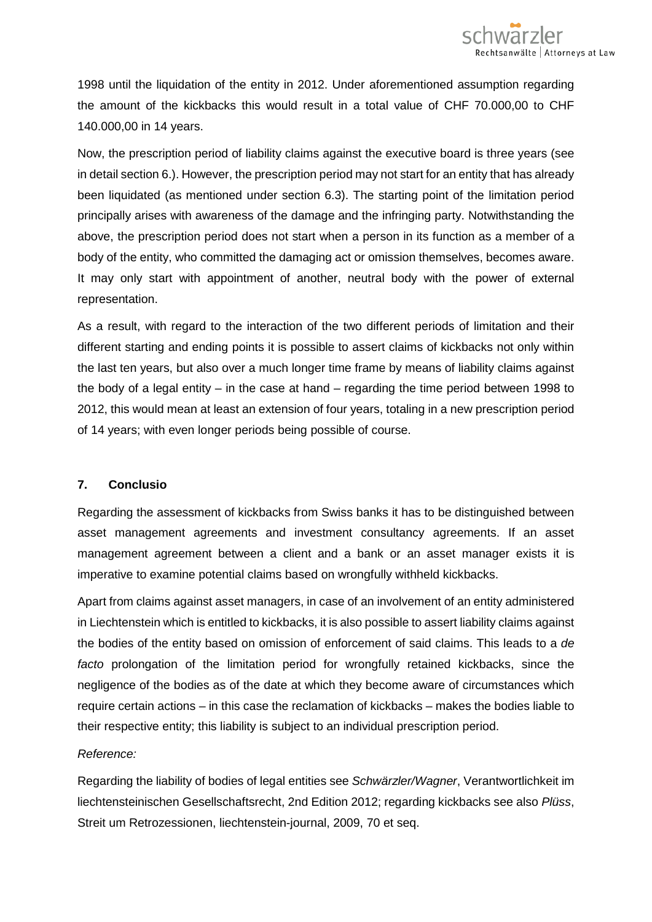1998 until the liquidation of the entity in 2012. Under aforementioned assumption regarding the amount of the kickbacks this would result in a total value of CHF 70.000,00 to CHF 140.000,00 in 14 years.

Now, the prescription period of liability claims against the executive board is three years (see in detail section 6.). However, the prescription period may not start for an entity that has already been liquidated (as mentioned under section 6.3). The starting point of the limitation period principally arises with awareness of the damage and the infringing party. Notwithstanding the above, the prescription period does not start when a person in its function as a member of a body of the entity, who committed the damaging act or omission themselves, becomes aware. It may only start with appointment of another, neutral body with the power of external representation.

As a result, with regard to the interaction of the two different periods of limitation and their different starting and ending points it is possible to assert claims of kickbacks not only within the last ten years, but also over a much longer time frame by means of liability claims against the body of a legal entity – in the case at hand – regarding the time period between 1998 to 2012, this would mean at least an extension of four years, totaling in a new prescription period of 14 years; with even longer periods being possible of course.

## 7. Conclusio

Regarding the assessment of kickbacks from Swiss banks it has to be distinguished between asset management agreements and investment consultancy agreements. If an asset management agreement between a client and a bank or an asset manager exists it is imperative to examine potential claims based on wrongfully withheld kickbacks.

Apart from claims against asset managers, in case of an involvement of an entity administered in Liechtenstein which is entitled to kickbacks, it is also possible to assert liability claims against the bodies of the entity based on omission of enforcement of said claims. This leads to a *de facto* prolongation of the limitation period for wrongfully retained kickbacks, since the negligence of the bodies as of the date at which they become aware of circumstances which require certain actions – in this case the reclamation of kickbacks – makes the bodies liable to their respective entity; this liability is subject to an individual prescription period.

*Reference:*

Regarding the liability of bodies of legal entities see *Schwärzler/Wagner*, Verantwortlichkeit im liechtensteinischen Gesellschaftsrecht, 2nd Edition 2012; regarding kickbacks see also *Plüss*, Streit um Retrozessionen, liechtenstein-journal, 2009, 70 et seq.